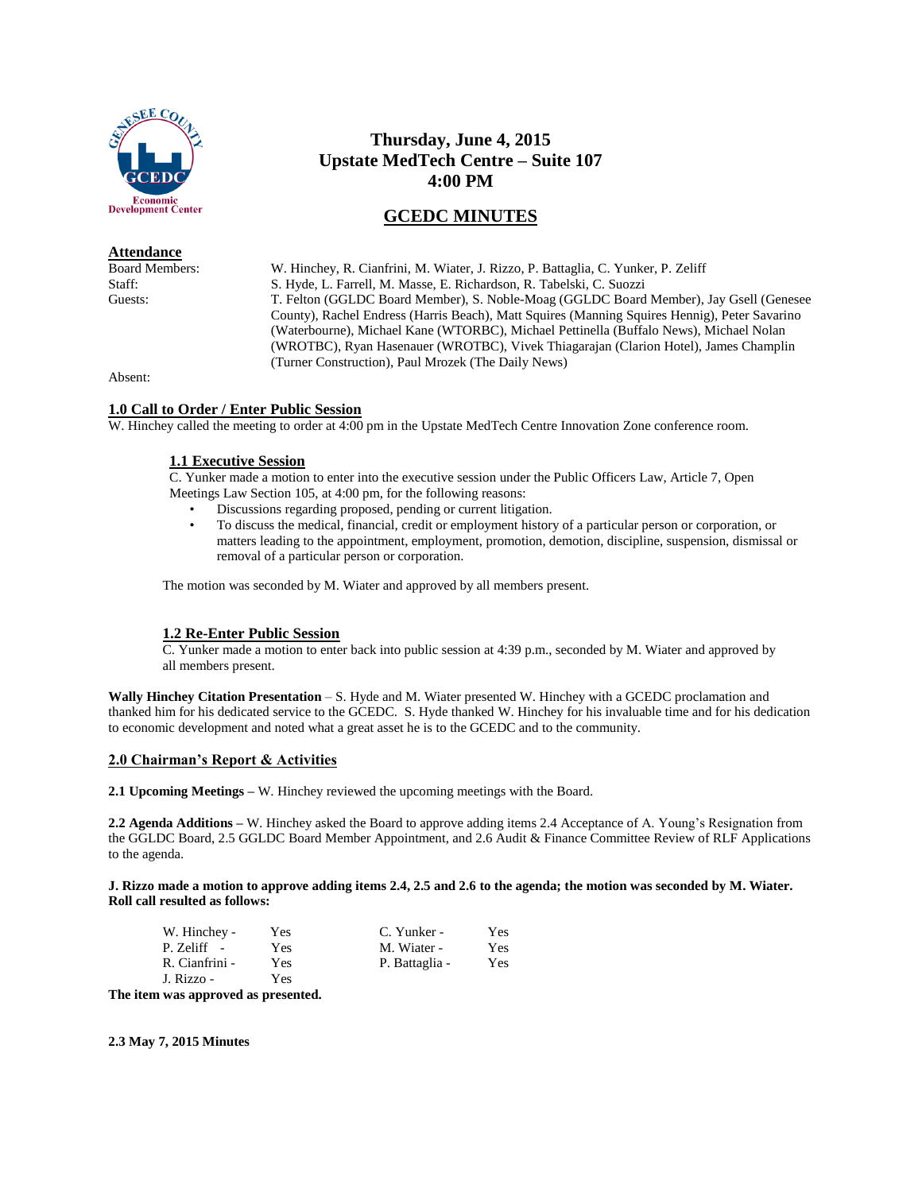# Thursday, June 4, 2015
# Upstate MedTech Centre – Suite 107
# 4:00 PM

## GCEDC MINUTES

**Attendance**

| | |
|---|---|
| Board Members: | W. Hinchey, R. Cianfrini, M. Wiater, J. Rizzo, P. Battaglia, C. Yunker, P. Zeliff |
| Staff: | S. Hyde, L. Farrell, M. Masse, E. Richardson, R. Tabelski, C. Suozzi |
| Guests: | T. Felton (GGLDC Board Member), S. Noble-Moag (GGLDC Board Member), Jay Gsell (Genesee County), Rachel Endress (Harris Beach), Matt Squires (Manning Squires Hennig), Peter Savarino (Waterbourne), Michael Kane (WTORBC), Michael Pettinella (Buffalo News), Michael Nolan (WROTBC), Ryan Hasenauer (WROTBC), Vivek Thiagarajan (Clarion Hotel), James Champlin (Turner Construction), Paul Mrozek (The Daily News) |
| Absent: | |

## 1.0 Call to Order / Enter Public Session

W. Hinchey called the meeting to order at 4:00 pm in the Upstate MedTech Centre Innovation Zone conference room.

### 1.1 Executive Session

C. Yunker made a motion to enter into the executive session under the Public Officers Law, Article 7, Open Meetings Law Section 105, at 4:00 pm, for the following reasons:

- Discussions regarding proposed, pending or current litigation.
- To discuss the medical, financial, credit or employment history of a particular person or corporation, or matters leading to the appointment, employment, promotion, demotion, discipline, suspension, dismissal or removal of a particular person or corporation.

The motion was seconded by M. Wiater and approved by all members present.

### 1.2 Re-Enter Public Session

C. Yunker made a motion to enter back into public session at 4:39 p.m., seconded by M. Wiater and approved by all members present.

**Wally Hinchey Citation Presentation** – S. Hyde and M. Wiater presented W. Hinchey with a GCEDC proclamation and thanked him for his dedicated service to the GCEDC. S. Hyde thanked W. Hinchey for his invaluable time and for his dedication to economic development and noted what a great asset he is to the GCEDC and to the community.

## 2.0 Chairman's Report & Activities

**2.1 Upcoming Meetings –** W. Hinchey reviewed the upcoming meetings with the Board.

**2.2 Agenda Additions –** W. Hinchey asked the Board to approve adding items 2.4 Acceptance of A. Young's Resignation from the GGLDC Board, 2.5 GGLDC Board Member Appointment, and 2.6 Audit & Finance Committee Review of RLF Applications to the agenda.

**J. Rizzo made a motion to approve adding items 2.4, 2.5 and 2.6 to the agenda; the motion was seconded by M. Wiater. Roll call resulted as follows:**

| | | | |
|---|---|---|---|
| W. Hinchey - | Yes | C. Yunker - | Yes |
| P. Zeliff - | Yes | M. Wiater - | Yes |
| R. Cianfrini - | Yes | P. Battaglia - | Yes |
| J. Rizzo - | Yes | | |

**The item was approved as presented.**

**2.3 May 7, 2015 Minutes**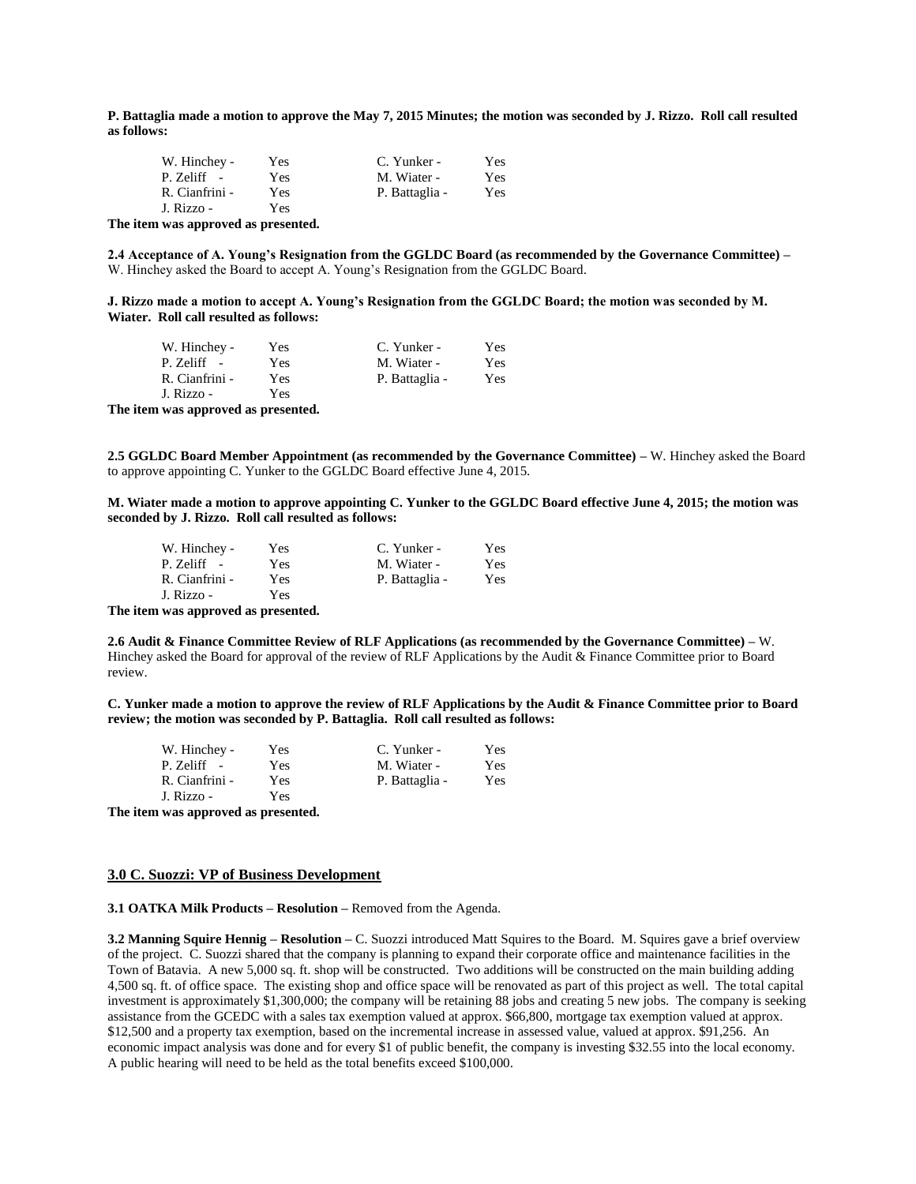**P. Battaglia made a motion to approve the May 7, 2015 Minutes; the motion was seconded by J. Rizzo. Roll call resulted as follows:**

| | | | |
|---|---|---|---|
| W. Hinchey - | Yes | C. Yunker - | Yes |
| P. Zeliff - | Yes | M. Wiater - | Yes |
| R. Cianfrini - | Yes | P. Battaglia - | Yes |
| J. Rizzo - | Yes | | |

**The item was approved as presented.**

**2.4 Acceptance of A. Young's Resignation from the GGLDC Board (as recommended by the Governance Committee) –** W. Hinchey asked the Board to accept A. Young's Resignation from the GGLDC Board.

**J. Rizzo made a motion to accept A. Young's Resignation from the GGLDC Board; the motion was seconded by M. Wiater. Roll call resulted as follows:**

| | | | |
|---|---|---|---|
| W. Hinchey - | Yes | C. Yunker - | Yes |
| P. Zeliff - | Yes | M. Wiater - | Yes |
| R. Cianfrini - | Yes | P. Battaglia - | Yes |
| J. Rizzo - | Yes | | |

**The item was approved as presented.**

**2.5 GGLDC Board Member Appointment (as recommended by the Governance Committee) –** W. Hinchey asked the Board to approve appointing C. Yunker to the GGLDC Board effective June 4, 2015.

**M. Wiater made a motion to approve appointing C. Yunker to the GGLDC Board effective June 4, 2015; the motion was seconded by J. Rizzo. Roll call resulted as follows:**

| | | | |
|---|---|---|---|
| W. Hinchey - | Yes | C. Yunker - | Yes |
| P. Zeliff - | Yes | M. Wiater - | Yes |
| R. Cianfrini - | Yes | P. Battaglia - | Yes |
| J. Rizzo - | Yes | | |

**The item was approved as presented.**

**2.6 Audit & Finance Committee Review of RLF Applications (as recommended by the Governance Committee) –** W. Hinchey asked the Board for approval of the review of RLF Applications by the Audit & Finance Committee prior to Board review.

**C. Yunker made a motion to approve the review of RLF Applications by the Audit & Finance Committee prior to Board review; the motion was seconded by P. Battaglia. Roll call resulted as follows:**

| | | | |
|---|---|---|---|
| W. Hinchey - | Yes | C. Yunker - | Yes |
| P. Zeliff - | Yes | M. Wiater - | Yes |
| R. Cianfrini - | Yes | P. Battaglia - | Yes |
| J. Rizzo - | Yes | | |

**The item was approved as presented.**

## 3.0 C. Suozzi: VP of Business Development

**3.1 OATKA Milk Products – Resolution –** Removed from the Agenda.

**3.2 Manning Squire Hennig – Resolution –** C. Suozzi introduced Matt Squires to the Board. M. Squires gave a brief overview of the project. C. Suozzi shared that the company is planning to expand their corporate office and maintenance facilities in the Town of Batavia. A new 5,000 sq. ft. shop will be constructed. Two additions will be constructed on the main building adding 4,500 sq. ft. of office space. The existing shop and office space will be renovated as part of this project as well. The total capital investment is approximately $1,300,000; the company will be retaining 88 jobs and creating 5 new jobs. The company is seeking assistance from the GCEDC with a sales tax exemption valued at approx. $66,800, mortgage tax exemption valued at approx. $12,500 and a property tax exemption, based on the incremental increase in assessed value, valued at approx. $91,256. An economic impact analysis was done and for every $1 of public benefit, the company is investing $32.55 into the local economy. A public hearing will need to be held as the total benefits exceed $100,000.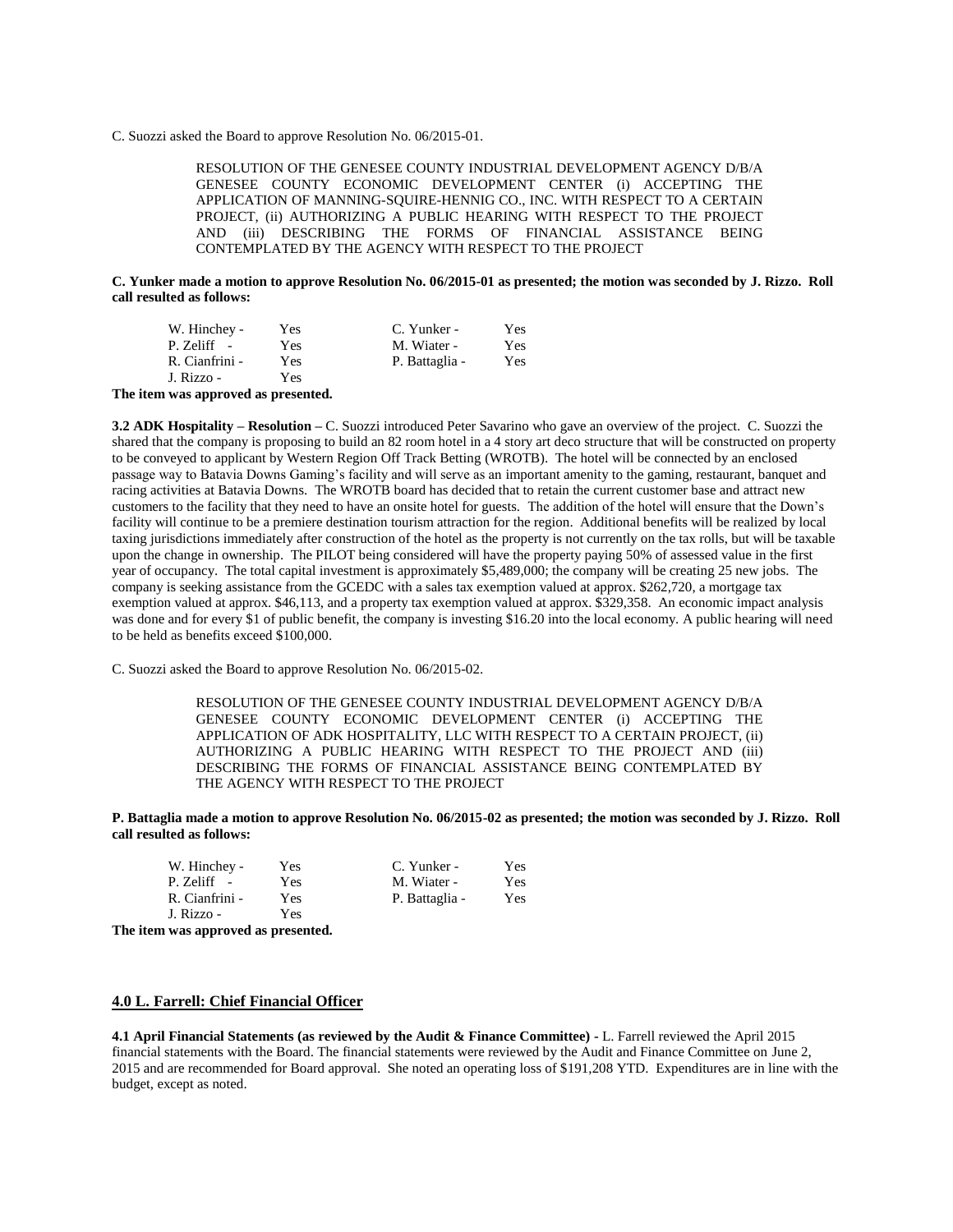C. Suozzi asked the Board to approve Resolution No. 06/2015-01.

> RESOLUTION OF THE GENESEE COUNTY INDUSTRIAL DEVELOPMENT AGENCY D/B/A GENESEE COUNTY ECONOMIC DEVELOPMENT CENTER (i) ACCEPTING THE APPLICATION OF MANNING-SQUIRE-HENNIG CO., INC. WITH RESPECT TO A CERTAIN PROJECT, (ii) AUTHORIZING A PUBLIC HEARING WITH RESPECT TO THE PROJECT AND (iii) DESCRIBING THE FORMS OF FINANCIAL ASSISTANCE BEING CONTEMPLATED BY THE AGENCY WITH RESPECT TO THE PROJECT

**C. Yunker made a motion to approve Resolution No. 06/2015-01 as presented; the motion was seconded by J. Rizzo. Roll call resulted as follows:**

| | | | |
|---|---|---|---|
| W. Hinchey - | Yes | C. Yunker - | Yes |
| P. Zeliff - | Yes | M. Wiater - | Yes |
| R. Cianfrini - | Yes | P. Battaglia - | Yes |
| J. Rizzo - | Yes | | |

**The item was approved as presented.**

**3.2 ADK Hospitality – Resolution –** C. Suozzi introduced Peter Savarino who gave an overview of the project. C. Suozzi the shared that the company is proposing to build an 82 room hotel in a 4 story art deco structure that will be constructed on property to be conveyed to applicant by Western Region Off Track Betting (WROTB). The hotel will be connected by an enclosed passage way to Batavia Downs Gaming's facility and will serve as an important amenity to the gaming, restaurant, banquet and racing activities at Batavia Downs. The WROTB board has decided that to retain the current customer base and attract new customers to the facility that they need to have an onsite hotel for guests. The addition of the hotel will ensure that the Down's facility will continue to be a premiere destination tourism attraction for the region. Additional benefits will be realized by local taxing jurisdictions immediately after construction of the hotel as the property is not currently on the tax rolls, but will be taxable upon the change in ownership. The PILOT being considered will have the property paying 50% of assessed value in the first year of occupancy. The total capital investment is approximately $5,489,000; the company will be creating 25 new jobs. The company is seeking assistance from the GCEDC with a sales tax exemption valued at approx. $262,720, a mortgage tax exemption valued at approx. $46,113, and a property tax exemption valued at approx. $329,358. An economic impact analysis was done and for every $1 of public benefit, the company is investing $16.20 into the local economy. A public hearing will need to be held as benefits exceed $100,000.

C. Suozzi asked the Board to approve Resolution No. 06/2015-02.

> RESOLUTION OF THE GENESEE COUNTY INDUSTRIAL DEVELOPMENT AGENCY D/B/A GENESEE COUNTY ECONOMIC DEVELOPMENT CENTER (i) ACCEPTING THE APPLICATION OF ADK HOSPITALITY, LLC WITH RESPECT TO A CERTAIN PROJECT, (ii) AUTHORIZING A PUBLIC HEARING WITH RESPECT TO THE PROJECT AND (iii) DESCRIBING THE FORMS OF FINANCIAL ASSISTANCE BEING CONTEMPLATED BY THE AGENCY WITH RESPECT TO THE PROJECT

**P. Battaglia made a motion to approve Resolution No. 06/2015-02 as presented; the motion was seconded by J. Rizzo. Roll call resulted as follows:**

| | | | |
|---|---|---|---|
| W. Hinchey - | Yes | C. Yunker - | Yes |
| P. Zeliff - | Yes | M. Wiater - | Yes |
| R. Cianfrini - | Yes | P. Battaglia - | Yes |
| J. Rizzo - | Yes | | |

**The item was approved as presented.**

## 4.0 L. Farrell: Chief Financial Officer

**4.1 April Financial Statements (as reviewed by the Audit & Finance Committee) -** L. Farrell reviewed the April 2015 financial statements with the Board. The financial statements were reviewed by the Audit and Finance Committee on June 2, 2015 and are recommended for Board approval. She noted an operating loss of $191,208 YTD. Expenditures are in line with the budget, except as noted.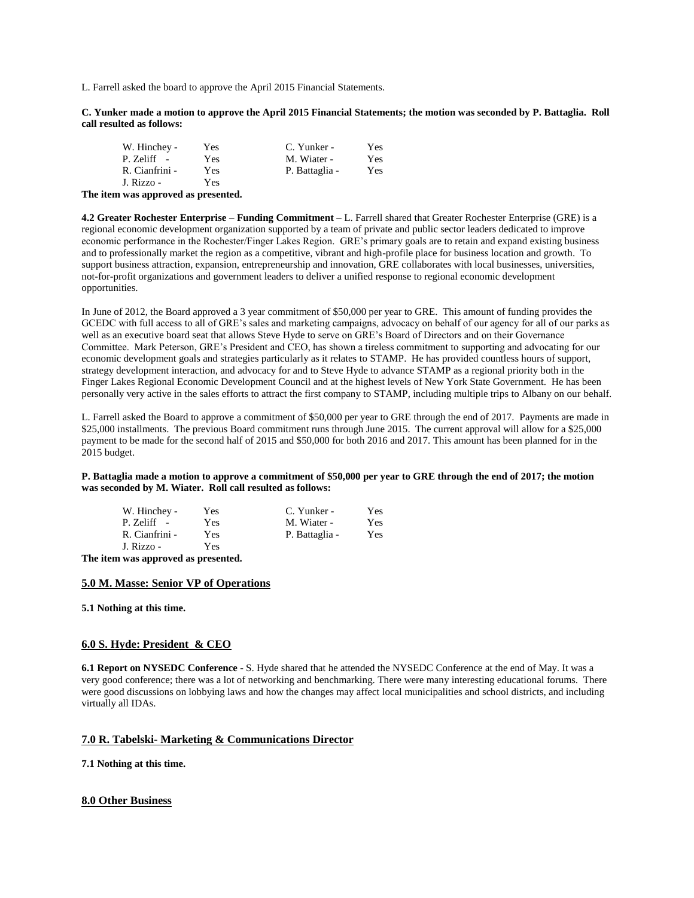L. Farrell asked the board to approve the April 2015 Financial Statements.

**C. Yunker made a motion to approve the April 2015 Financial Statements; the motion was seconded by P. Battaglia. Roll call resulted as follows:**

| | | | |
|---|---|---|---|
| W. Hinchey - | Yes | C. Yunker - | Yes |
| P. Zeliff - | Yes | M. Wiater - | Yes |
| R. Cianfrini - | Yes | P. Battaglia - | Yes |
| J. Rizzo - | Yes | | |

**The item was approved as presented.**

**4.2 Greater Rochester Enterprise – Funding Commitment –** L. Farrell shared that Greater Rochester Enterprise (GRE) is a regional economic development organization supported by a team of private and public sector leaders dedicated to improve economic performance in the Rochester/Finger Lakes Region. GRE's primary goals are to retain and expand existing business and to professionally market the region as a competitive, vibrant and high-profile place for business location and growth. To support business attraction, expansion, entrepreneurship and innovation, GRE collaborates with local businesses, universities, not-for-profit organizations and government leaders to deliver a unified response to regional economic development opportunities.

In June of 2012, the Board approved a 3 year commitment of $50,000 per year to GRE. This amount of funding provides the GCEDC with full access to all of GRE's sales and marketing campaigns, advocacy on behalf of our agency for all of our parks as well as an executive board seat that allows Steve Hyde to serve on GRE's Board of Directors and on their Governance Committee. Mark Peterson, GRE's President and CEO, has shown a tireless commitment to supporting and advocating for our economic development goals and strategies particularly as it relates to STAMP. He has provided countless hours of support, strategy development interaction, and advocacy for and to Steve Hyde to advance STAMP as a regional priority both in the Finger Lakes Regional Economic Development Council and at the highest levels of New York State Government. He has been personally very active in the sales efforts to attract the first company to STAMP, including multiple trips to Albany on our behalf.

L. Farrell asked the Board to approve a commitment of $50,000 per year to GRE through the end of 2017. Payments are made in $25,000 installments. The previous Board commitment runs through June 2015. The current approval will allow for a $25,000 payment to be made for the second half of 2015 and $50,000 for both 2016 and 2017. This amount has been planned for in the 2015 budget.

**P. Battaglia made a motion to approve a commitment of $50,000 per year to GRE through the end of 2017; the motion was seconded by M. Wiater. Roll call resulted as follows:**

| | | | |
|---|---|---|---|
| W. Hinchey - | Yes | C. Yunker - | Yes |
| P. Zeliff - | Yes | M. Wiater - | Yes |
| R. Cianfrini - | Yes | P. Battaglia - | Yes |
| J. Rizzo - | Yes | | |

**The item was approved as presented.**

## 5.0 M. Masse: Senior VP of Operations

**5.1 Nothing at this time.**

## 6.0 S. Hyde: President & CEO

**6.1 Report on NYSEDC Conference -** S. Hyde shared that he attended the NYSEDC Conference at the end of May. It was a very good conference; there was a lot of networking and benchmarking. There were many interesting educational forums. There were good discussions on lobbying laws and how the changes may affect local municipalities and school districts, and including virtually all IDAs.

## 7.0 R. Tabelski- Marketing & Communications Director

**7.1 Nothing at this time.**

## 8.0 Other Business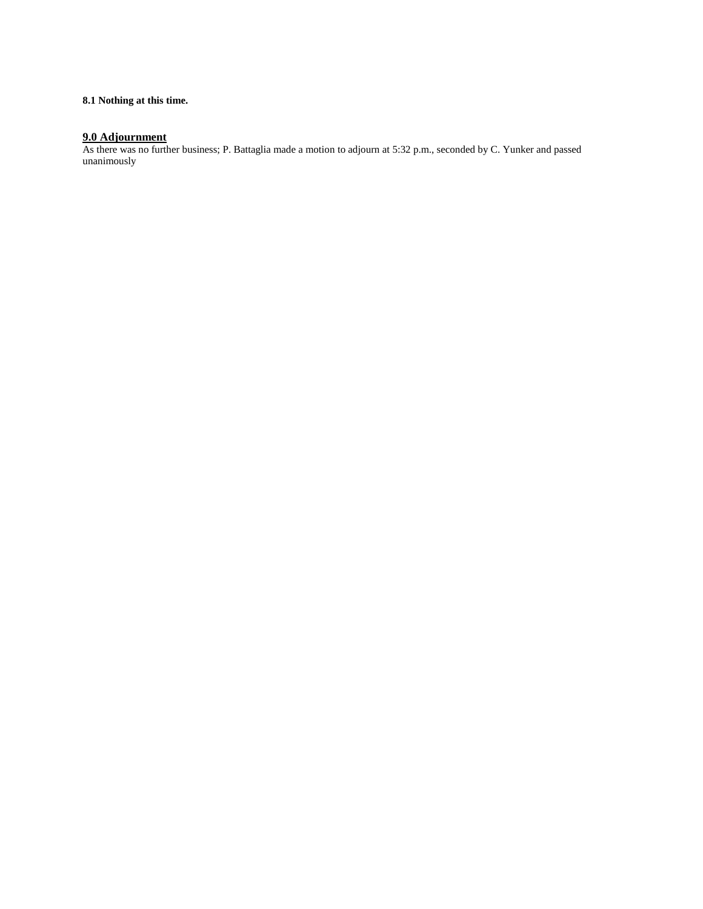**8.1 Nothing at this time.**

## 9.0 Adjournment

As there was no further business; P. Battaglia made a motion to adjourn at 5:32 p.m., seconded by C. Yunker and passed unanimously